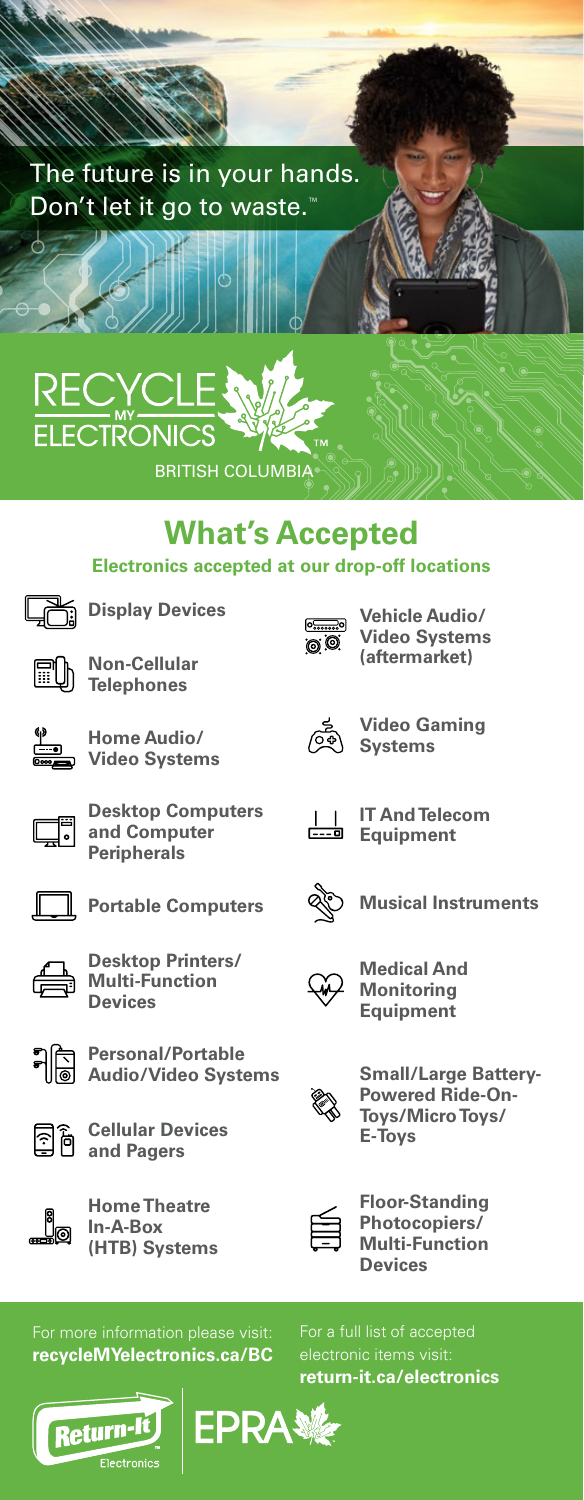The future is in your hands.
Don't let it go to waste.™

RECYCLE MY ELECTRONICS™
BRITISH COLUMBIA

## What's Accepted

**Electronics accepted at our drop-off locations**

- **Display Devices**
- **Non-Cellular Telephones**
- **Home Audio/ Video Systems**
- **Desktop Computers and Computer Peripherals**
- **Portable Computers**
- **Desktop Printers/ Multi-Function Devices**
- **Personal/Portable Audio/Video Systems**
- **Cellular Devices and Pagers**
- **Home Theatre In-A-Box (HTB) Systems**
- **Vehicle Audio/ Video Systems (aftermarket)**
- **Video Gaming Systems**
- **IT And Telecom Equipment**
- **Musical Instruments**
- **Medical And Monitoring Equipment**
- **Small/Large Battery-Powered Ride-On-Toys/Micro Toys/ E-Toys**
- **Floor-Standing Photocopiers/ Multi-Function Devices**

For more information please visit:
**recycleMYelectronics.ca/BC**

For a full list of accepted electronic items visit:
**return-it.ca/electronics**

Return-It Electronics | EPRA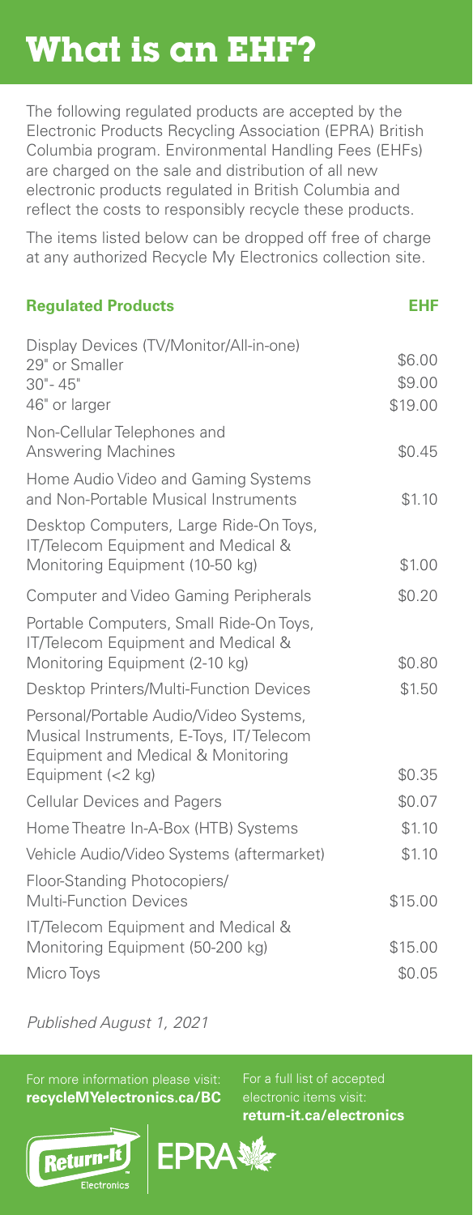# What is an EHF?

The following regulated products are accepted by the Electronic Products Recycling Association (EPRA) British Columbia program. Environmental Handling Fees (EHFs) are charged on the sale and distribution of all new electronic products regulated in British Columbia and reflect the costs to responsibly recycle these products.

The items listed below can be dropped off free of charge at any authorized Recycle My Electronics collection site.

| Regulated Products | EHF |
| --- | --- |
| Display Devices (TV/Monitor/All-in-one) | |
| 29" or Smaller | $6.00 |
| 30"- 45" | $9.00 |
| 46" or larger | $19.00 |
| Non-Cellular Telephones and Answering Machines | $0.45 |
| Home Audio Video and Gaming Systems and Non-Portable Musical Instruments | $1.10 |
| Desktop Computers, Large Ride-On Toys, IT/Telecom Equipment and Medical & Monitoring Equipment (10-50 kg) | $1.00 |
| Computer and Video Gaming Peripherals | $0.20 |
| Portable Computers, Small Ride-On Toys, IT/Telecom Equipment and Medical & Monitoring Equipment (2-10 kg) | $0.80 |
| Desktop Printers/Multi-Function Devices | $1.50 |
| Personal/Portable Audio/Video Systems, Musical Instruments, E-Toys, IT/Telecom Equipment and Medical & Monitoring Equipment (<2 kg) | $0.35 |
| Cellular Devices and Pagers | $0.07 |
| Home Theatre In-A-Box (HTB) Systems | $1.10 |
| Vehicle Audio/Video Systems (aftermarket) | $1.10 |
| Floor-Standing Photocopiers/ Multi-Function Devices | $15.00 |
| IT/Telecom Equipment and Medical & Monitoring Equipment (50-200 kg) | $15.00 |
| Micro Toys | $0.05 |

*Published August 1, 2021*

For more information please visit: **recycleMYelectronics.ca/BC**

For a full list of accepted electronic items visit: **return-it.ca/electronics**

Return-It Electronics

EPRA